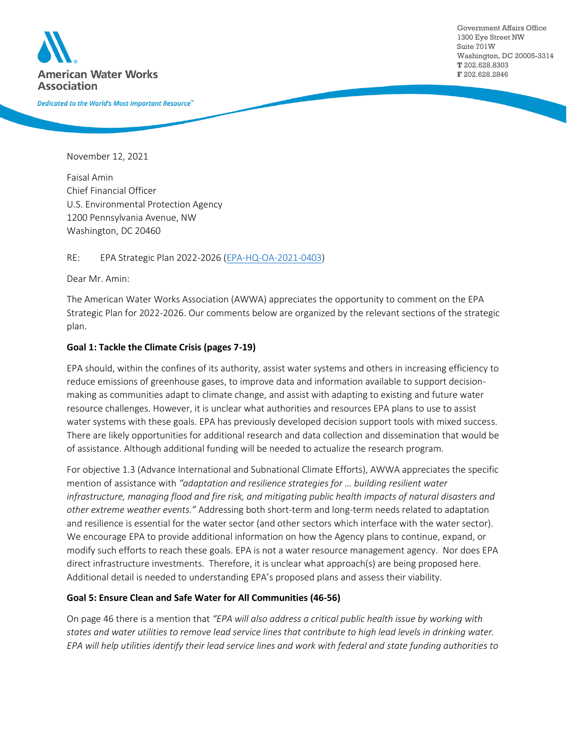American Water Works Association

*Dedicated to the World's Most Important Resource*™

Government Affairs Office
1300 Eye Street NW
Suite 701W
Washington, DC 20005-3314
**T** 202.628.8303
**F** 202.628.2846

November 12, 2021

Faisal Amin
Chief Financial Officer
U.S. Environmental Protection Agency
1200 Pennsylvania Avenue, NW
Washington, DC 20460

RE: EPA Strategic Plan 2022-2026 (EPA-HQ-OA-2021-0403)

Dear Mr. Amin:

The American Water Works Association (AWWA) appreciates the opportunity to comment on the EPA Strategic Plan for 2022-2026. Our comments below are organized by the relevant sections of the strategic plan.

**Goal 1: Tackle the Climate Crisis (pages 7-19)**

EPA should, within the confines of its authority, assist water systems and others in increasing efficiency to reduce emissions of greenhouse gases, to improve data and information available to support decision-making as communities adapt to climate change, and assist with adapting to existing and future water resource challenges. However, it is unclear what authorities and resources EPA plans to use to assist water systems with these goals. EPA has previously developed decision support tools with mixed success. There are likely opportunities for additional research and data collection and dissemination that would be of assistance. Although additional funding will be needed to actualize the research program.

For objective 1.3 (Advance International and Subnational Climate Efforts), AWWA appreciates the specific mention of assistance with *"adaptation and resilience strategies for … building resilient water infrastructure, managing flood and fire risk, and mitigating public health impacts of natural disasters and other extreme weather events."* Addressing both short-term and long-term needs related to adaptation and resilience is essential for the water sector (and other sectors which interface with the water sector). We encourage EPA to provide additional information on how the Agency plans to continue, expand, or modify such efforts to reach these goals. EPA is not a water resource management agency. Nor does EPA direct infrastructure investments. Therefore, it is unclear what approach(s) are being proposed here. Additional detail is needed to understanding EPA's proposed plans and assess their viability.

**Goal 5: Ensure Clean and Safe Water for All Communities (46-56)**

On page 46 there is a mention that *"EPA will also address a critical public health issue by working with states and water utilities to remove lead service lines that contribute to high lead levels in drinking water. EPA will help utilities identify their lead service lines and work with federal and state funding authorities to*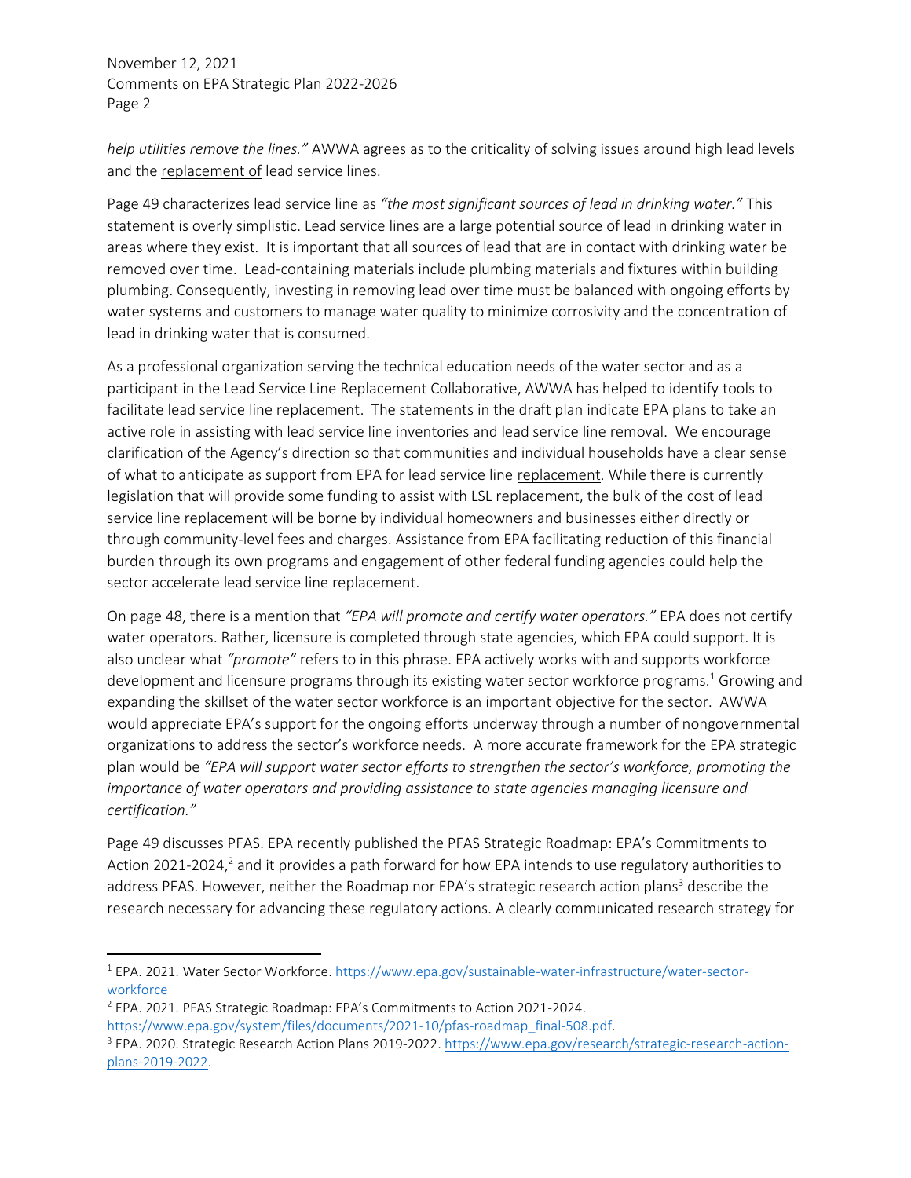*help utilities remove the lines."* AWWA agrees as to the criticality of solving issues around high lead levels and the replacement of lead service lines.

Page 49 characterizes lead service line as *"the most significant sources of lead in drinking water."* This statement is overly simplistic. Lead service lines are a large potential source of lead in drinking water in areas where they exist. It is important that all sources of lead that are in contact with drinking water be removed over time. Lead-containing materials include plumbing materials and fixtures within building plumbing. Consequently, investing in removing lead over time must be balanced with ongoing efforts by water systems and customers to manage water quality to minimize corrosivity and the concentration of lead in drinking water that is consumed.

As a professional organization serving the technical education needs of the water sector and as a participant in the Lead Service Line Replacement Collaborative, AWWA has helped to identify tools to facilitate lead service line replacement. The statements in the draft plan indicate EPA plans to take an active role in assisting with lead service line inventories and lead service line removal. We encourage clarification of the Agency's direction so that communities and individual households have a clear sense of what to anticipate as support from EPA for lead service line replacement. While there is currently legislation that will provide some funding to assist with LSL replacement, the bulk of the cost of lead service line replacement will be borne by individual homeowners and businesses either directly or through community-level fees and charges. Assistance from EPA facilitating reduction of this financial burden through its own programs and engagement of other federal funding agencies could help the sector accelerate lead service line replacement.

On page 48, there is a mention that *"EPA will promote and certify water operators."* EPA does not certify water operators. Rather, licensure is completed through state agencies, which EPA could support. It is also unclear what *"promote"* refers to in this phrase. EPA actively works with and supports workforce development and licensure programs through its existing water sector workforce programs.[1] Growing and expanding the skillset of the water sector workforce is an important objective for the sector. AWWA would appreciate EPA's support for the ongoing efforts underway through a number of nongovernmental organizations to address the sector's workforce needs. A more accurate framework for the EPA strategic plan would be *"EPA will support water sector efforts to strengthen the sector's workforce, promoting the importance of water operators and providing assistance to state agencies managing licensure and certification."*

Page 49 discusses PFAS. EPA recently published the PFAS Strategic Roadmap: EPA's Commitments to Action 2021-2024,[2] and it provides a path forward for how EPA intends to use regulatory authorities to address PFAS. However, neither the Roadmap nor EPA's strategic research action plans[3] describe the research necessary for advancing these regulatory actions. A clearly communicated research strategy for

---

[1] EPA. 2021. Water Sector Workforce. https://www.epa.gov/sustainable-water-infrastructure/water-sector-workforce

[2] EPA. 2021. PFAS Strategic Roadmap: EPA's Commitments to Action 2021-2024. https://www.epa.gov/system/files/documents/2021-10/pfas-roadmap_final-508.pdf.

[3] EPA. 2020. Strategic Research Action Plans 2019-2022. https://www.epa.gov/research/strategic-research-action-plans-2019-2022.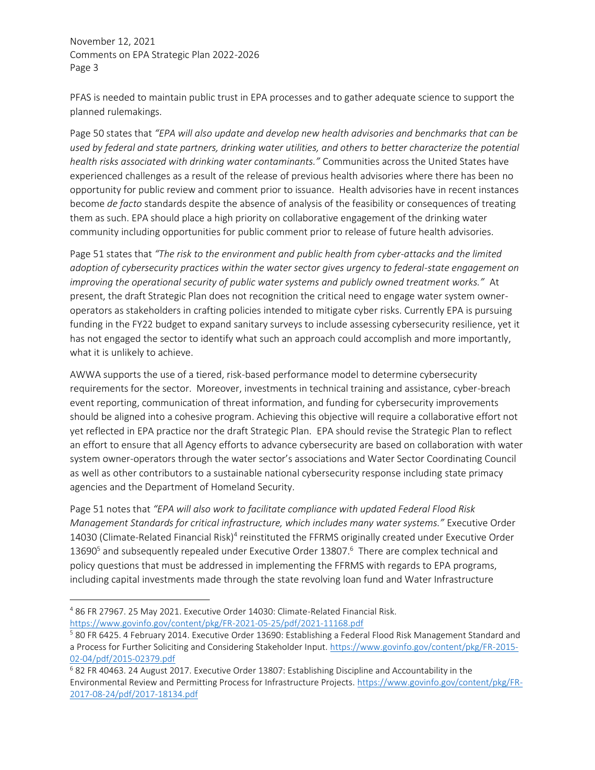PFAS is needed to maintain public trust in EPA processes and to gather adequate science to support the planned rulemakings.

Page 50 states that *"EPA will also update and develop new health advisories and benchmarks that can be used by federal and state partners, drinking water utilities, and others to better characterize the potential health risks associated with drinking water contaminants."* Communities across the United States have experienced challenges as a result of the release of previous health advisories where there has been no opportunity for public review and comment prior to issuance. Health advisories have in recent instances become *de facto* standards despite the absence of analysis of the feasibility or consequences of treating them as such. EPA should place a high priority on collaborative engagement of the drinking water community including opportunities for public comment prior to release of future health advisories.

Page 51 states that *"The risk to the environment and public health from cyber-attacks and the limited adoption of cybersecurity practices within the water sector gives urgency to federal-state engagement on improving the operational security of public water systems and publicly owned treatment works."* At present, the draft Strategic Plan does not recognition the critical need to engage water system owner-operators as stakeholders in crafting policies intended to mitigate cyber risks. Currently EPA is pursuing funding in the FY22 budget to expand sanitary surveys to include assessing cybersecurity resilience, yet it has not engaged the sector to identify what such an approach could accomplish and more importantly, what it is unlikely to achieve.

AWWA supports the use of a tiered, risk-based performance model to determine cybersecurity requirements for the sector. Moreover, investments in technical training and assistance, cyber-breach event reporting, communication of threat information, and funding for cybersecurity improvements should be aligned into a cohesive program. Achieving this objective will require a collaborative effort not yet reflected in EPA practice nor the draft Strategic Plan. EPA should revise the Strategic Plan to reflect an effort to ensure that all Agency efforts to advance cybersecurity are based on collaboration with water system owner-operators through the water sector's associations and Water Sector Coordinating Council as well as other contributors to a sustainable national cybersecurity response including state primacy agencies and the Department of Homeland Security.

Page 51 notes that *"EPA will also work to facilitate compliance with updated Federal Flood Risk Management Standards for critical infrastructure, which includes many water systems."* Executive Order 14030 (Climate-Related Financial Risk)[4] reinstituted the FFRMS originally created under Executive Order 13690[5] and subsequently repealed under Executive Order 13807.[6] There are complex technical and policy questions that must be addressed in implementing the FFRMS with regards to EPA programs, including capital investments made through the state revolving loan fund and Water Infrastructure

---

[4] 86 FR 27967. 25 May 2021. Executive Order 14030: Climate-Related Financial Risk. https://www.govinfo.gov/content/pkg/FR-2021-05-25/pdf/2021-11168.pdf

[5] 80 FR 6425. 4 February 2014. Executive Order 13690: Establishing a Federal Flood Risk Management Standard and a Process for Further Soliciting and Considering Stakeholder Input. https://www.govinfo.gov/content/pkg/FR-2015-02-04/pdf/2015-02379.pdf

[6] 82 FR 40463. 24 August 2017. Executive Order 13807: Establishing Discipline and Accountability in the Environmental Review and Permitting Process for Infrastructure Projects. https://www.govinfo.gov/content/pkg/FR-2017-08-24/pdf/2017-18134.pdf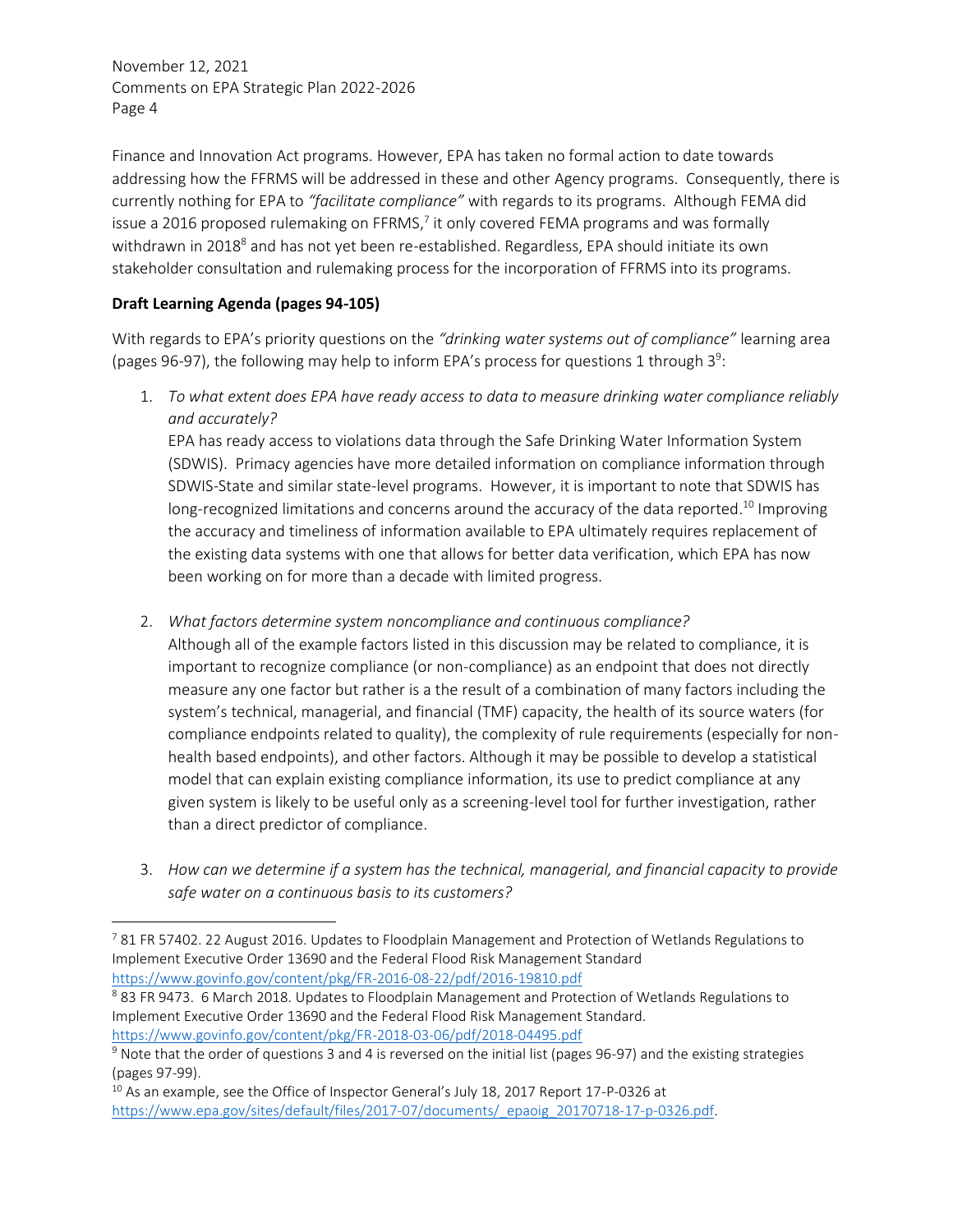Finance and Innovation Act programs. However, EPA has taken no formal action to date towards addressing how the FFRMS will be addressed in these and other Agency programs. Consequently, there is currently nothing for EPA to *"facilitate compliance"* with regards to its programs. Although FEMA did issue a 2016 proposed rulemaking on FFRMS,[7] it only covered FEMA programs and was formally withdrawn in 2018[8] and has not yet been re-established. Regardless, EPA should initiate its own stakeholder consultation and rulemaking process for the incorporation of FFRMS into its programs.

**Draft Learning Agenda (pages 94-105)**

With regards to EPA's priority questions on the *"drinking water systems out of compliance"* learning area (pages 96-97), the following may help to inform EPA's process for questions 1 through 3[9]:

1. *To what extent does EPA have ready access to data to measure drinking water compliance reliably and accurately?*
   EPA has ready access to violations data through the Safe Drinking Water Information System (SDWIS). Primacy agencies have more detailed information on compliance information through SDWIS-State and similar state-level programs. However, it is important to note that SDWIS has long-recognized limitations and concerns around the accuracy of the data reported.[10] Improving the accuracy and timeliness of information available to EPA ultimately requires replacement of the existing data systems with one that allows for better data verification, which EPA has now been working on for more than a decade with limited progress.

2. *What factors determine system noncompliance and continuous compliance?*
   Although all of the example factors listed in this discussion may be related to compliance, it is important to recognize compliance (or non-compliance) as an endpoint that does not directly measure any one factor but rather is a the result of a combination of many factors including the system's technical, managerial, and financial (TMF) capacity, the health of its source waters (for compliance endpoints related to quality), the complexity of rule requirements (especially for non-health based endpoints), and other factors. Although it may be possible to develop a statistical model that can explain existing compliance information, its use to predict compliance at any given system is likely to be useful only as a screening-level tool for further investigation, rather than a direct predictor of compliance.

3. *How can we determine if a system has the technical, managerial, and financial capacity to provide safe water on a continuous basis to its customers?*

---

[7] 81 FR 57402. 22 August 2016. Updates to Floodplain Management and Protection of Wetlands Regulations to Implement Executive Order 13690 and the Federal Flood Risk Management Standard https://www.govinfo.gov/content/pkg/FR-2016-08-22/pdf/2016-19810.pdf

[8] 83 FR 9473. 6 March 2018. Updates to Floodplain Management and Protection of Wetlands Regulations to Implement Executive Order 13690 and the Federal Flood Risk Management Standard. https://www.govinfo.gov/content/pkg/FR-2018-03-06/pdf/2018-04495.pdf

[9] Note that the order of questions 3 and 4 is reversed on the initial list (pages 96-97) and the existing strategies (pages 97-99).

[10] As an example, see the Office of Inspector General's July 18, 2017 Report 17-P-0326 at https://www.epa.gov/sites/default/files/2017-07/documents/_epaoig_20170718-17-p-0326.pdf.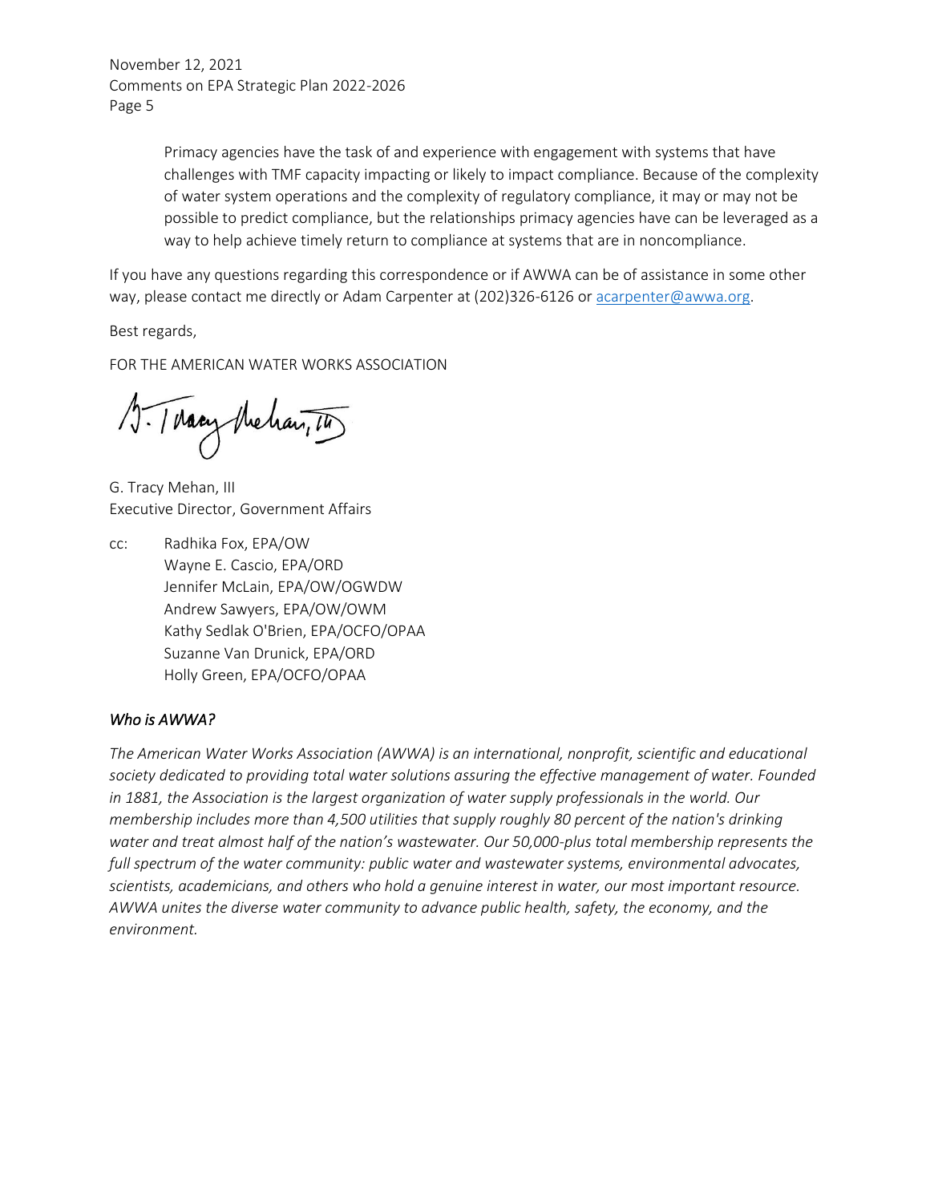Primacy agencies have the task of and experience with engagement with systems that have challenges with TMF capacity impacting or likely to impact compliance. Because of the complexity of water system operations and the complexity of regulatory compliance, it may or may not be possible to predict compliance, but the relationships primacy agencies have can be leveraged as a way to help achieve timely return to compliance at systems that are in noncompliance.

If you have any questions regarding this correspondence or if AWWA can be of assistance in some other way, please contact me directly or Adam Carpenter at (202)326-6126 or acarpenter@awwa.org.

Best regards,

FOR THE AMERICAN WATER WORKS ASSOCIATION

G. Tracy Mehan, III
Executive Director, Government Affairs

cc: Radhika Fox, EPA/OW
Wayne E. Cascio, EPA/ORD
Jennifer McLain, EPA/OW/OGWDW
Andrew Sawyers, EPA/OW/OWM
Kathy Sedlak O'Brien, EPA/OCFO/OPAA
Suzanne Van Drunick, EPA/ORD
Holly Green, EPA/OCFO/OPAA

### *Who is AWWA?*

*The American Water Works Association (AWWA) is an international, nonprofit, scientific and educational society dedicated to providing total water solutions assuring the effective management of water. Founded in 1881, the Association is the largest organization of water supply professionals in the world. Our membership includes more than 4,500 utilities that supply roughly 80 percent of the nation's drinking water and treat almost half of the nation's wastewater. Our 50,000-plus total membership represents the full spectrum of the water community: public water and wastewater systems, environmental advocates, scientists, academicians, and others who hold a genuine interest in water, our most important resource. AWWA unites the diverse water community to advance public health, safety, the economy, and the environment.*